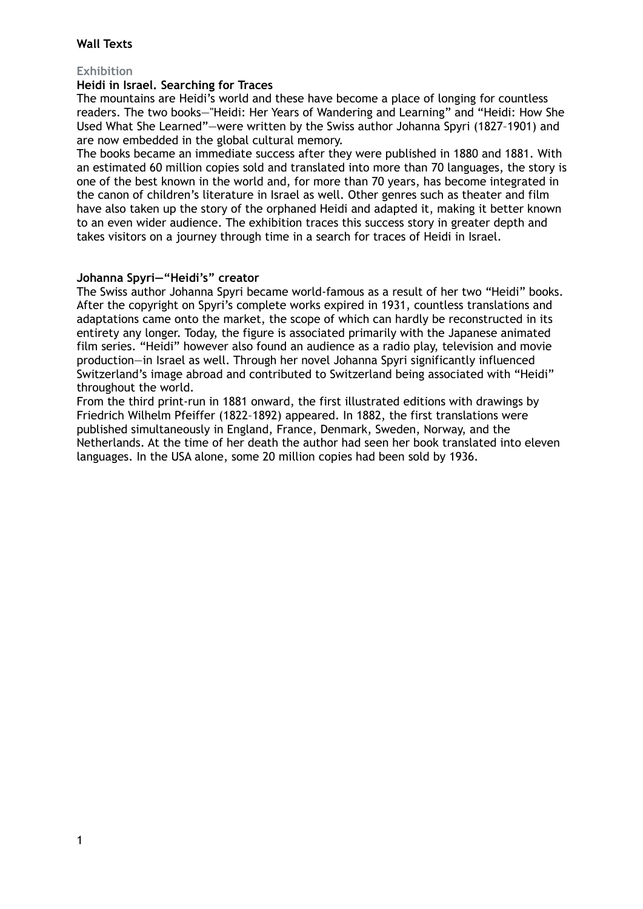**Wall Texts**

Exhibition

## Heidi in Israel. Searching for Traces

The mountains are Heidi's world and these have become a place of longing for countless readers. The two books—"Heidi: Her Years of Wandering and Learning" and "Heidi: How She Used What She Learned"—were written by the Swiss author Johanna Spyri (1827–1901) and are now embedded in the global cultural memory.

The books became an immediate success after they were published in 1880 and 1881. With an estimated 60 million copies sold and translated into more than 70 languages, the story is one of the best known in the world and, for more than 70 years, has become integrated in the canon of children's literature in Israel as well. Other genres such as theater and film have also taken up the story of the orphaned Heidi and adapted it, making it better known to an even wider audience. The exhibition traces this success story in greater depth and takes visitors on a journey through time in a search for traces of Heidi in Israel.

## Johanna Spyri—"Heidi's" creator

The Swiss author Johanna Spyri became world-famous as a result of her two "Heidi" books. After the copyright on Spyri's complete works expired in 1931, countless translations and adaptations came onto the market, the scope of which can hardly be reconstructed in its entirety any longer. Today, the figure is associated primarily with the Japanese animated film series. "Heidi" however also found an audience as a radio play, television and movie production—in Israel as well. Through her novel Johanna Spyri significantly influenced Switzerland's image abroad and contributed to Switzerland being associated with "Heidi" throughout the world.

From the third print-run in 1881 onward, the first illustrated editions with drawings by Friedrich Wilhelm Pfeiffer (1822–1892) appeared. In 1882, the first translations were published simultaneously in England, France, Denmark, Sweden, Norway, and the Netherlands. At the time of her death the author had seen her book translated into eleven languages. In the USA alone, some 20 million copies had been sold by 1936.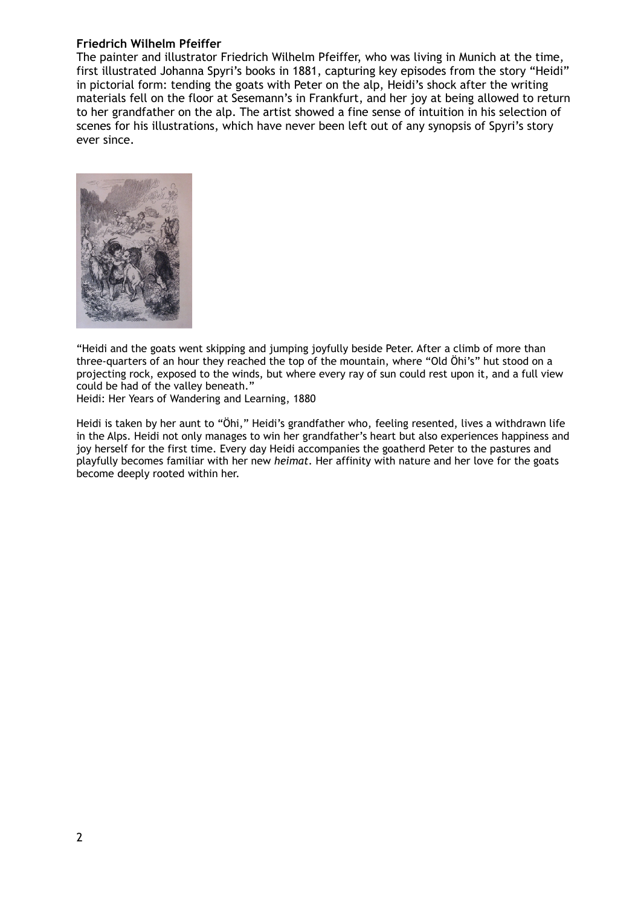**Friedrich Wilhelm Pfeiffer**

The painter and illustrator Friedrich Wilhelm Pfeiffer, who was living in Munich at the time, first illustrated Johanna Spyri's books in 1881, capturing key episodes from the story "Heidi" in pictorial form: tending the goats with Peter on the alp, Heidi's shock after the writing materials fell on the floor at Sesemann's in Frankfurt, and her joy at being allowed to return to her grandfather on the alp. The artist showed a fine sense of intuition in his selection of scenes for his illustrations, which have never been left out of any synopsis of Spyri's story ever since.

"Heidi and the goats went skipping and jumping joyfully beside Peter. After a climb of more than three-quarters of an hour they reached the top of the mountain, where "Old Öhi's" hut stood on a projecting rock, exposed to the winds, but where every ray of sun could rest upon it, and a full view could be had of the valley beneath."
Heidi: Her Years of Wandering and Learning, 1880

Heidi is taken by her aunt to "Öhi," Heidi's grandfather who, feeling resented, lives a withdrawn life in the Alps. Heidi not only manages to win her grandfather's heart but also experiences happiness and joy herself for the first time. Every day Heidi accompanies the goatherd Peter to the pastures and playfully becomes familiar with her new *heimat*. Her affinity with nature and her love for the goats become deeply rooted within her.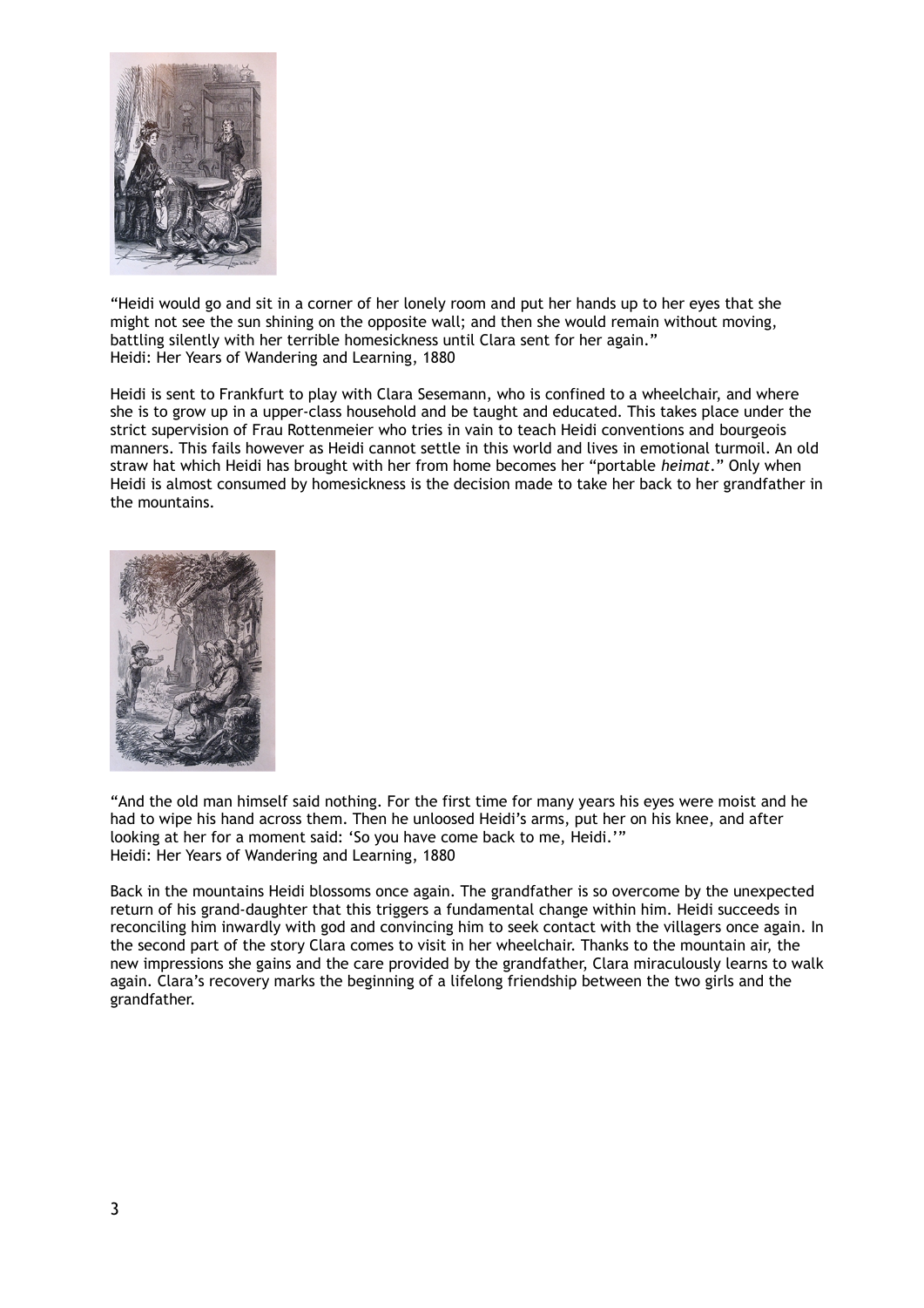“Heidi would go and sit in a corner of her lonely room and put her hands up to her eyes that she might not see the sun shining on the opposite wall; and then she would remain without moving, battling silently with her terrible homesickness until Clara sent for her again.”
Heidi: Her Years of Wandering and Learning, 1880

Heidi is sent to Frankfurt to play with Clara Sesemann, who is confined to a wheelchair, and where she is to grow up in a upper-class household and be taught and educated. This takes place under the strict supervision of Frau Rottenmeier who tries in vain to teach Heidi conventions and bourgeois manners. This fails however as Heidi cannot settle in this world and lives in emotional turmoil. An old straw hat which Heidi has brought with her from home becomes her “portable *heimat*.” Only when Heidi is almost consumed by homesickness is the decision made to take her back to her grandfather in the mountains.

“And the old man himself said nothing. For the first time for many years his eyes were moist and he had to wipe his hand across them. Then he unloosed Heidi’s arms, put her on his knee, and after looking at her for a moment said: ‘So you have come back to me, Heidi.’”
Heidi: Her Years of Wandering and Learning, 1880

Back in the mountains Heidi blossoms once again. The grandfather is so overcome by the unexpected return of his grand-daughter that this triggers a fundamental change within him. Heidi succeeds in reconciling him inwardly with god and convincing him to seek contact with the villagers once again. In the second part of the story Clara comes to visit in her wheelchair. Thanks to the mountain air, the new impressions she gains and the care provided by the grandfather, Clara miraculously learns to walk again. Clara’s recovery marks the beginning of a lifelong friendship between the two girls and the grandfather.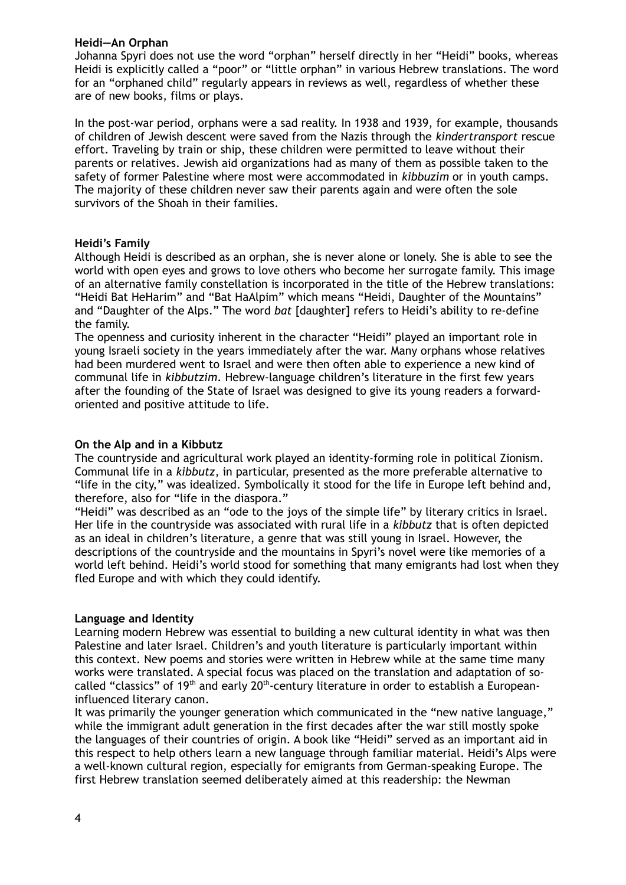**Heidi—An Orphan**

Johanna Spyri does not use the word "orphan" herself directly in her "Heidi" books, whereas Heidi is explicitly called a "poor" or "little orphan" in various Hebrew translations. The word for an "orphaned child" regularly appears in reviews as well, regardless of whether these are of new books, films or plays.

In the post-war period, orphans were a sad reality. In 1938 and 1939, for example, thousands of children of Jewish descent were saved from the Nazis through the *kindertransport* rescue effort. Traveling by train or ship, these children were permitted to leave without their parents or relatives. Jewish aid organizations had as many of them as possible taken to the safety of former Palestine where most were accommodated in *kibbuzim* or in youth camps. The majority of these children never saw their parents again and were often the sole survivors of the Shoah in their families.

**Heidi's Family**

Although Heidi is described as an orphan, she is never alone or lonely. She is able to see the world with open eyes and grows to love others who become her surrogate family. This image of an alternative family constellation is incorporated in the title of the Hebrew translations: "Heidi Bat HeHarim" and "Bat HaAlpim" which means "Heidi, Daughter of the Mountains" and "Daughter of the Alps." The word *bat* [daughter] refers to Heidi's ability to re-define the family.

The openness and curiosity inherent in the character "Heidi" played an important role in young Israeli society in the years immediately after the war. Many orphans whose relatives had been murdered went to Israel and were then often able to experience a new kind of communal life in *kibbutzim*. Hebrew-language children's literature in the first few years after the founding of the State of Israel was designed to give its young readers a forward-oriented and positive attitude to life.

**On the Alp and in a Kibbutz**

The countryside and agricultural work played an identity-forming role in political Zionism. Communal life in a *kibbutz*, in particular, presented as the more preferable alternative to "life in the city," was idealized. Symbolically it stood for the life in Europe left behind and, therefore, also for "life in the diaspora."

"Heidi" was described as an "ode to the joys of the simple life" by literary critics in Israel. Her life in the countryside was associated with rural life in a *kibbutz* that is often depicted as an ideal in children's literature, a genre that was still young in Israel. However, the descriptions of the countryside and the mountains in Spyri's novel were like memories of a world left behind. Heidi's world stood for something that many emigrants had lost when they fled Europe and with which they could identify.

**Language and Identity**

Learning modern Hebrew was essential to building a new cultural identity in what was then Palestine and later Israel. Children's and youth literature is particularly important within this context. New poems and stories were written in Hebrew while at the same time many works were translated. A special focus was placed on the translation and adaptation of so-called "classics" of 19th and early 20th-century literature in order to establish a European-influenced literary canon.

It was primarily the younger generation which communicated in the "new native language," while the immigrant adult generation in the first decades after the war still mostly spoke the languages of their countries of origin. A book like "Heidi" served as an important aid in this respect to help others learn a new language through familiar material. Heidi's Alps were a well-known cultural region, especially for emigrants from German-speaking Europe. The first Hebrew translation seemed deliberately aimed at this readership: the Newman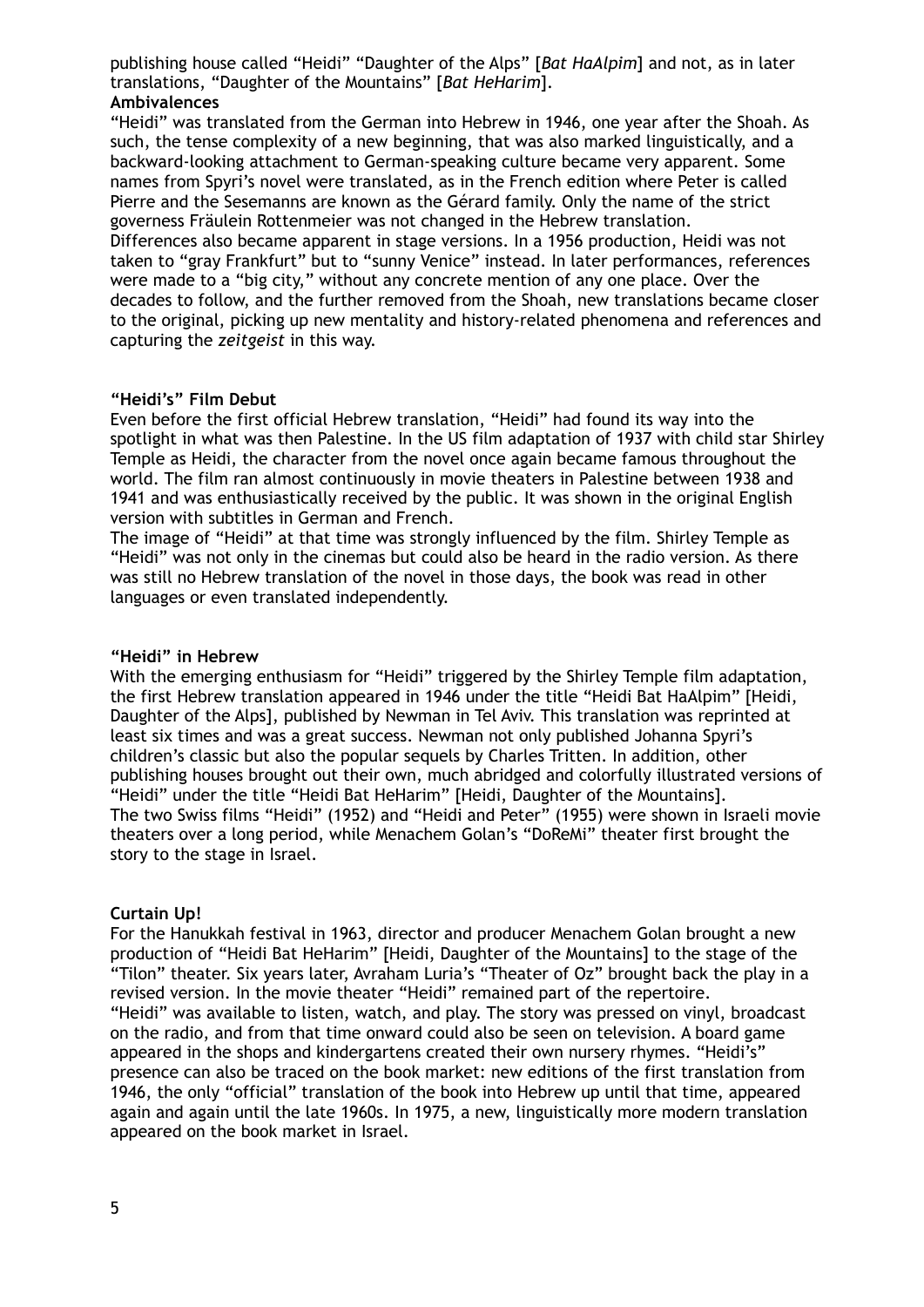publishing house called "Heidi" "Daughter of the Alps" [*Bat HaAlpim*] and not, as in later translations, "Daughter of the Mountains" [*Bat HeHarim*].

**Ambivalences**

"Heidi" was translated from the German into Hebrew in 1946, one year after the Shoah. As such, the tense complexity of a new beginning, that was also marked linguistically, and a backward-looking attachment to German-speaking culture became very apparent. Some names from Spyri's novel were translated, as in the French edition where Peter is called Pierre and the Sesemanns are known as the Gérard family. Only the name of the strict governess Fräulein Rottenmeier was not changed in the Hebrew translation.

Differences also became apparent in stage versions. In a 1956 production, Heidi was not taken to "gray Frankfurt" but to "sunny Venice" instead. In later performances, references were made to a "big city," without any concrete mention of any one place. Over the decades to follow, and the further removed from the Shoah, new translations became closer to the original, picking up new mentality and history-related phenomena and references and capturing the *zeitgeist* in this way.

**"Heidi's" Film Debut**

Even before the first official Hebrew translation, "Heidi" had found its way into the spotlight in what was then Palestine. In the US film adaptation of 1937 with child star Shirley Temple as Heidi, the character from the novel once again became famous throughout the world. The film ran almost continuously in movie theaters in Palestine between 1938 and 1941 and was enthusiastically received by the public. It was shown in the original English version with subtitles in German and French.

The image of "Heidi" at that time was strongly influenced by the film. Shirley Temple as "Heidi" was not only in the cinemas but could also be heard in the radio version. As there was still no Hebrew translation of the novel in those days, the book was read in other languages or even translated independently.

**"Heidi" in Hebrew**

With the emerging enthusiasm for "Heidi" triggered by the Shirley Temple film adaptation, the first Hebrew translation appeared in 1946 under the title "Heidi Bat HaAlpim" [Heidi, Daughter of the Alps], published by Newman in Tel Aviv. This translation was reprinted at least six times and was a great success. Newman not only published Johanna Spyri's children's classic but also the popular sequels by Charles Tritten. In addition, other publishing houses brought out their own, much abridged and colorfully illustrated versions of "Heidi" under the title "Heidi Bat HeHarim" [Heidi, Daughter of the Mountains].

The two Swiss films "Heidi" (1952) and "Heidi and Peter" (1955) were shown in Israeli movie theaters over a long period, while Menachem Golan's "DoReMi" theater first brought the story to the stage in Israel.

**Curtain Up!**

For the Hanukkah festival in 1963, director and producer Menachem Golan brought a new production of "Heidi Bat HeHarim" [Heidi, Daughter of the Mountains] to the stage of the "Tilon" theater. Six years later, Avraham Luria's "Theater of Oz" brought back the play in a revised version. In the movie theater "Heidi" remained part of the repertoire.

"Heidi" was available to listen, watch, and play. The story was pressed on vinyl, broadcast on the radio, and from that time onward could also be seen on television. A board game appeared in the shops and kindergartens created their own nursery rhymes. "Heidi's" presence can also be traced on the book market: new editions of the first translation from 1946, the only "official" translation of the book into Hebrew up until that time, appeared again and again until the late 1960s. In 1975, a new, linguistically more modern translation appeared on the book market in Israel.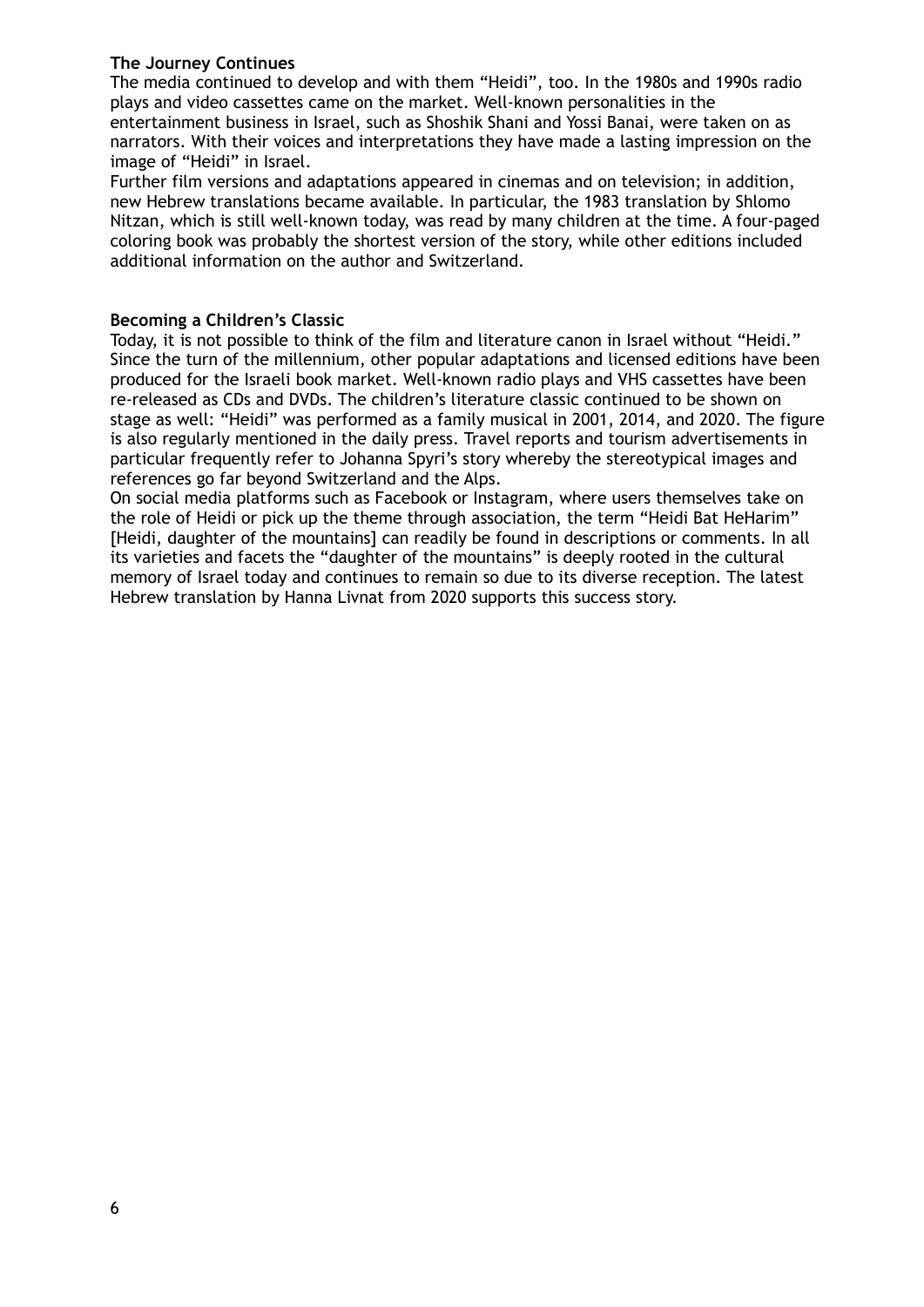### The Journey Continues

The media continued to develop and with them “Heidi”, too. In the 1980s and 1990s radio plays and video cassettes came on the market. Well-known personalities in the entertainment business in Israel, such as Shoshik Shani and Yossi Banai, were taken on as narrators. With their voices and interpretations they have made a lasting impression on the image of “Heidi” in Israel.

Further film versions and adaptations appeared in cinemas and on television; in addition, new Hebrew translations became available. In particular, the 1983 translation by Shlomo Nitzan, which is still well-known today, was read by many children at the time. A four-paged coloring book was probably the shortest version of the story, while other editions included additional information on the author and Switzerland.

### Becoming a Children’s Classic

Today, it is not possible to think of the film and literature canon in Israel without “Heidi.” Since the turn of the millennium, other popular adaptations and licensed editions have been produced for the Israeli book market. Well-known radio plays and VHS cassettes have been re-released as CDs and DVDs. The children’s literature classic continued to be shown on stage as well: “Heidi” was performed as a family musical in 2001, 2014, and 2020. The figure is also regularly mentioned in the daily press. Travel reports and tourism advertisements in particular frequently refer to Johanna Spyri’s story whereby the stereotypical images and references go far beyond Switzerland and the Alps.

On social media platforms such as Facebook or Instagram, where users themselves take on the role of Heidi or pick up the theme through association, the term “Heidi Bat HeHarim” [Heidi, daughter of the mountains] can readily be found in descriptions or comments. In all its varieties and facets the “daughter of the mountains” is deeply rooted in the cultural memory of Israel today and continues to remain so due to its diverse reception. The latest Hebrew translation by Hanna Livnat from 2020 supports this success story.